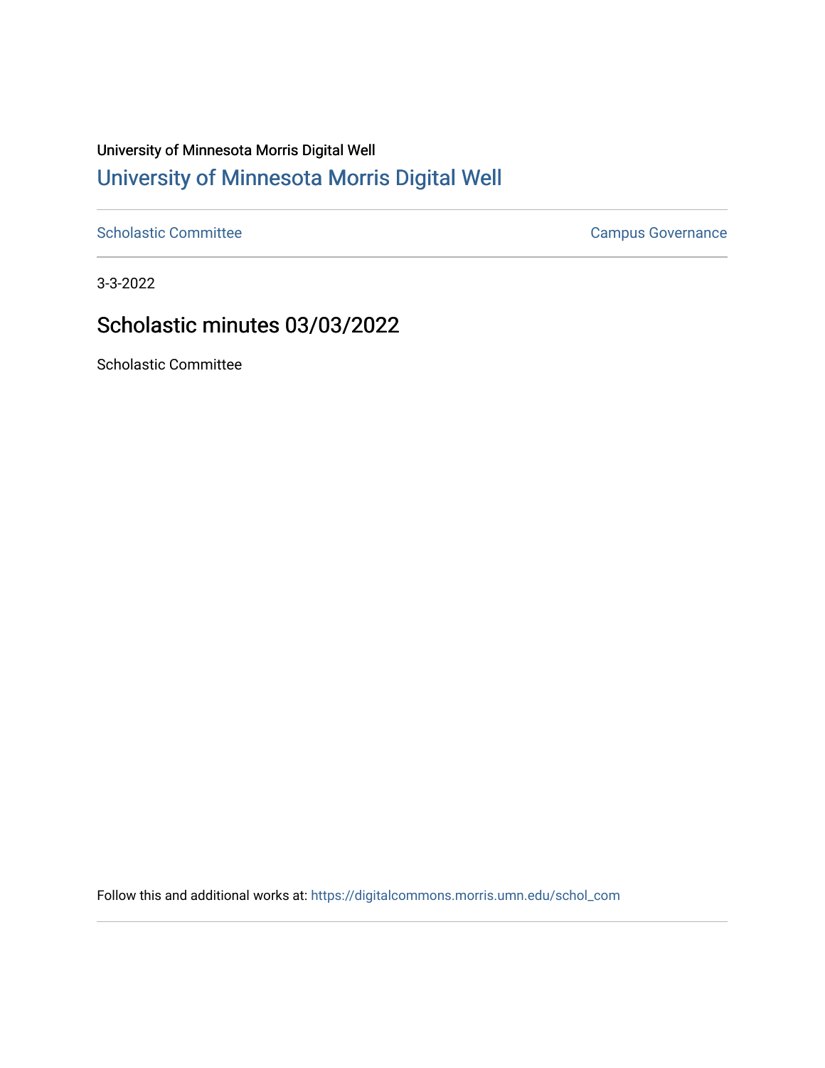University of Minnesota Morris Digital Well

# University of Minnesota Morris Digital Well

Scholastic Committee | Campus Governance

3-3-2022

## Scholastic minutes 03/03/2022

Scholastic Committee

Follow this and additional works at: https://digitalcommons.morris.umn.edu/schol_com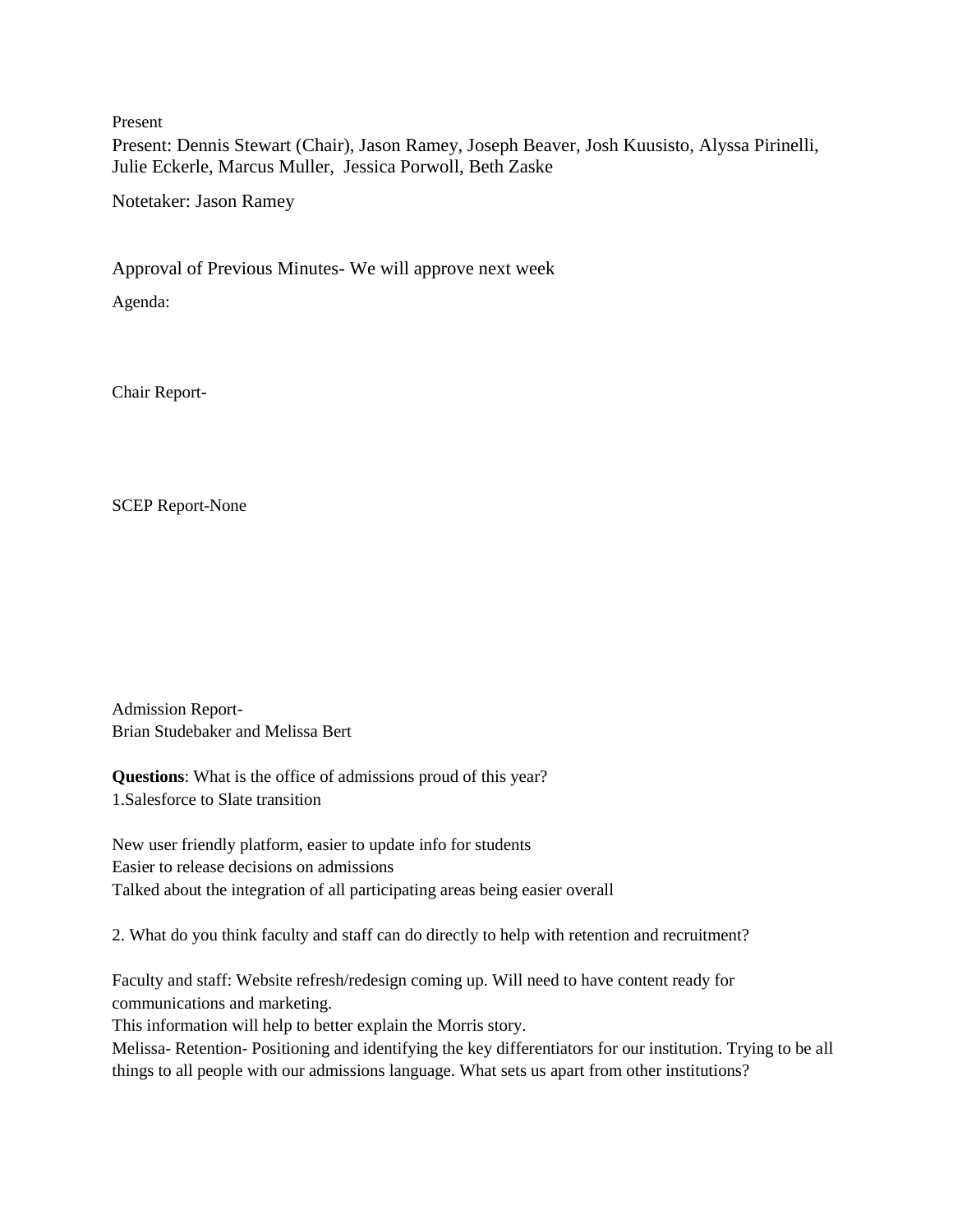Present

Present: Dennis Stewart (Chair), Jason Ramey, Joseph Beaver, Josh Kuusisto, Alyssa Pirinelli, Julie Eckerle, Marcus Muller, Jessica Porwoll, Beth Zaske

Notetaker: Jason Ramey

Approval of Previous Minutes- We will approve next week

Agenda:

Chair Report-

SCEP Report-None

Admission Report-
Brian Studebaker and Melissa Bert

**Questions**: What is the office of admissions proud of this year?
1.Salesforce to Slate transition

New user friendly platform, easier to update info for students
Easier to release decisions on admissions
Talked about the integration of all participating areas being easier overall

2. What do you think faculty and staff can do directly to help with retention and recruitment?

Faculty and staff: Website refresh/redesign coming up. Will need to have content ready for communications and marketing.
This information will help to better explain the Morris story.
Melissa- Retention- Positioning and identifying the key differentiators for our institution. Trying to be all things to all people with our admissions language. What sets us apart from other institutions?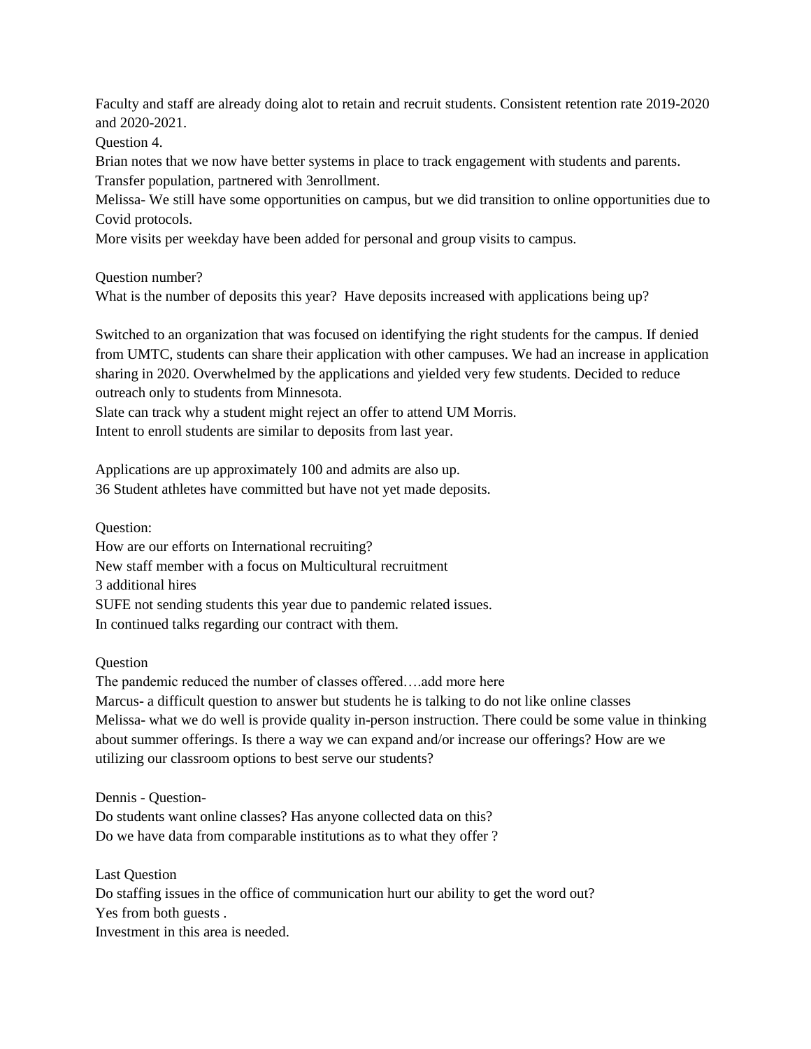Faculty and staff are already doing alot to retain and recruit students. Consistent retention rate 2019-2020 and 2020-2021.

Question 4.

Brian notes that we now have better systems in place to track engagement with students and parents. Transfer population, partnered with 3enrollment.

Melissa- We still have some opportunities on campus, but we did transition to online opportunities due to Covid protocols.

More visits per weekday have been added for personal and group visits to campus.

Question number?

What is the number of deposits this year? Have deposits increased with applications being up?

Switched to an organization that was focused on identifying the right students for the campus. If denied from UMTC, students can share their application with other campuses. We had an increase in application sharing in 2020. Overwhelmed by the applications and yielded very few students. Decided to reduce outreach only to students from Minnesota.

Slate can track why a student might reject an offer to attend UM Morris.

Intent to enroll students are similar to deposits from last year.

Applications are up approximately 100 and admits are also up.

36 Student athletes have committed but have not yet made deposits.

Question:

How are our efforts on International recruiting?

New staff member with a focus on Multicultural recruitment

3 additional hires

SUFE not sending students this year due to pandemic related issues.

In continued talks regarding our contract with them.

Question

The pandemic reduced the number of classes offered….add more here

Marcus- a difficult question to answer but students he is talking to do not like online classes

Melissa- what we do well is provide quality in-person instruction. There could be some value in thinking about summer offerings. Is there a way we can expand and/or increase our offerings? How are we utilizing our classroom options to best serve our students?

Dennis - Question-

Do students want online classes? Has anyone collected data on this?

Do we have data from comparable institutions as to what they offer ?

Last Question

Do staffing issues in the office of communication hurt our ability to get the word out?

Yes from both guests .

Investment in this area is needed.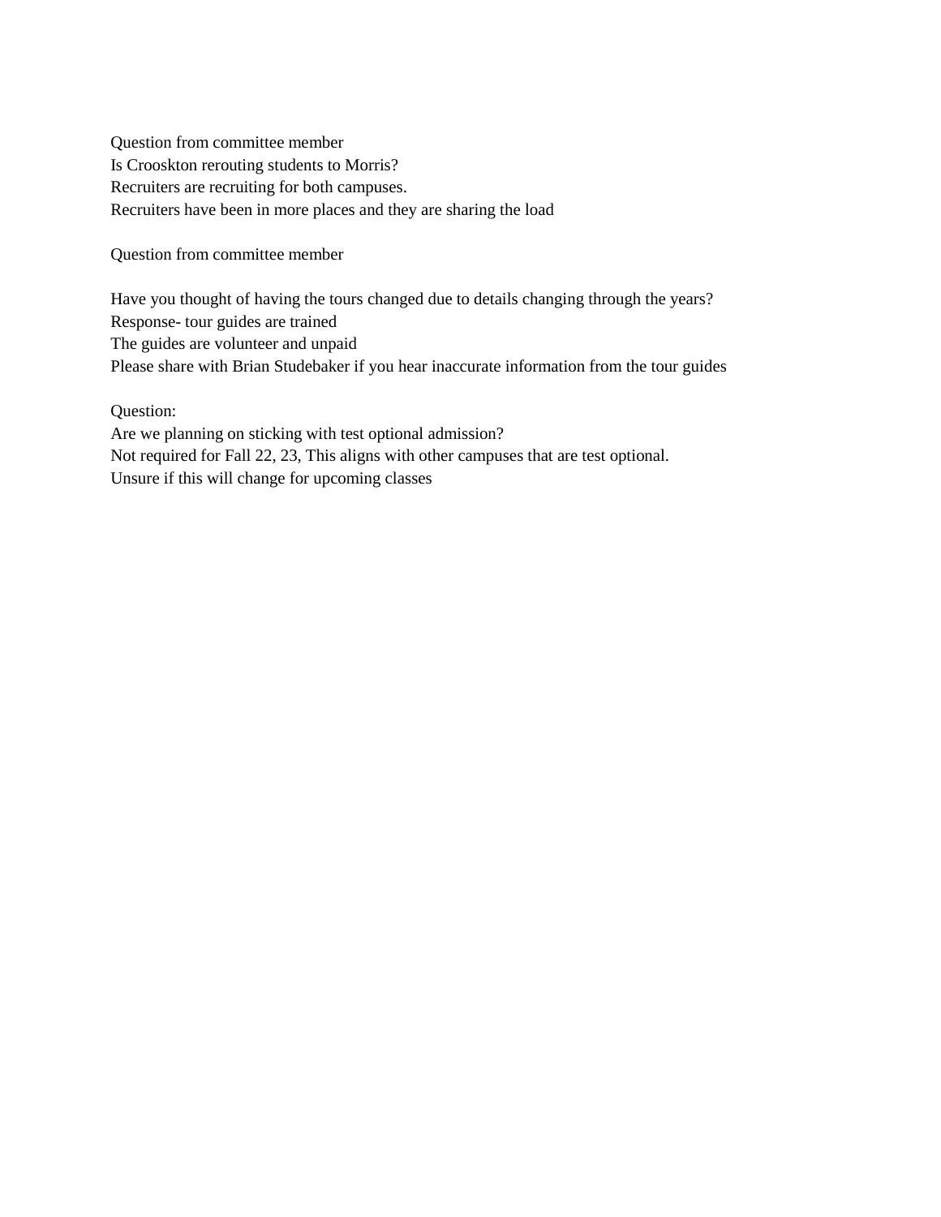Question from committee member
Is Crooskton rerouting students to Morris?
Recruiters are recruiting for both campuses.
Recruiters have been in more places and they are sharing the load

Question from committee member

Have you thought of having the tours changed due to details changing through the years?
Response- tour guides are trained
The guides are volunteer and unpaid
Please share with Brian Studebaker if you hear inaccurate information from the tour guides

Question:
Are we planning on sticking with test optional admission?
Not required for Fall 22, 23, This aligns with other campuses that are test optional.
Unsure if this will change for upcoming classes